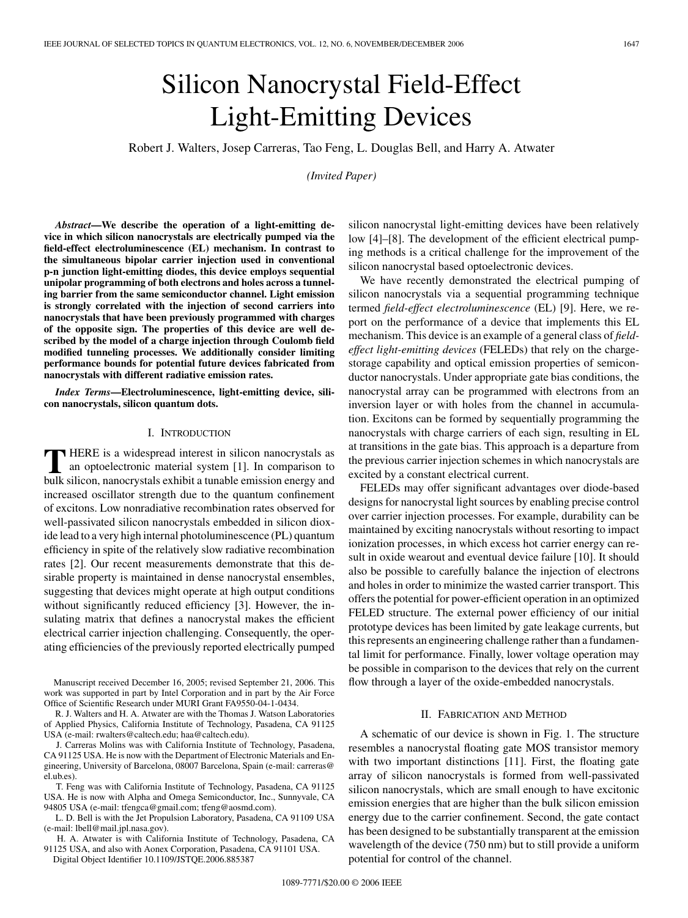# Silicon Nanocrystal Field-Effect Light-Emitting Devices

Robert J. Walters, Josep Carreras, Tao Feng, L. Douglas Bell, and Harry A. Atwater

*(Invited Paper)*

***Abstract*—We describe the operation of a light-emitting device in which silicon nanocrystals are electrically pumped via the field-effect electroluminescence (EL) mechanism. In contrast to the simultaneous bipolar carrier injection used in conventional p-n junction light-emitting diodes, this device employs sequential unipolar programming of both electrons and holes across a tunneling barrier from the same semiconductor channel. Light emission is strongly correlated with the injection of second carriers into nanocrystals that have been previously programmed with charges of the opposite sign. The properties of this device are well described by the model of a charge injection through Coulomb field modified tunneling processes. We additionally consider limiting performance bounds for potential future devices fabricated from nanocrystals with different radiative emission rates.**

***Index Terms*—Electroluminescence, light-emitting device, silicon nanocrystals, silicon quantum dots.**

## I. Introduction

There is a widespread interest in silicon nanocrystals as an optoelectronic material system [1]. In comparison to bulk silicon, nanocrystals exhibit a tunable emission energy and increased oscillator strength due to the quantum confinement of excitons. Low nonradiative recombination rates observed for well-passivated silicon nanocrystals embedded in silicon dioxide lead to a very high internal photoluminescence (PL) quantum efficiency in spite of the relatively slow radiative recombination rates [2]. Our recent measurements demonstrate that this desirable property is maintained in dense nanocrystal ensembles, suggesting that devices might operate at high output conditions without significantly reduced efficiency [3]. However, the insulating matrix that defines a nanocrystal makes the efficient electrical carrier injection challenging. Consequently, the operating efficiencies of the previously reported electrically pumped silicon nanocrystal light-emitting devices have been relatively low [4]–[8]. The development of the efficient electrical pumping methods is a critical challenge for the improvement of the silicon nanocrystal based optoelectronic devices.

We have recently demonstrated the electrical pumping of silicon nanocrystals via a sequential programming technique termed *field-effect electroluminescence* (EL) [9]. Here, we report on the performance of a device that implements this EL mechanism. This device is an example of a general class of *field-effect light-emitting devices* (FELEDs) that rely on the charge-storage capability and optical emission properties of semiconductor nanocrystals. Under appropriate gate bias conditions, the nanocrystal array can be programmed with electrons from an inversion layer or with holes from the channel in accumulation. Excitons can be formed by sequentially programming the nanocrystals with charge carriers of each sign, resulting in EL at transitions in the gate bias. This approach is a departure from the previous carrier injection schemes in which nanocrystals are excited by a constant electrical current.

FELEDs may offer significant advantages over diode-based designs for nanocrystal light sources by enabling precise control over carrier injection processes. For example, durability can be maintained by exciting nanocrystals without resorting to impact ionization processes, in which excess hot carrier energy can result in oxide wearout and eventual device failure [10]. It should also be possible to carefully balance the injection of electrons and holes in order to minimize the wasted carrier transport. This offers the potential for power-efficient operation in an optimized FELED structure. The external power efficiency of our initial prototype devices has been limited by gate leakage currents, but this represents an engineering challenge rather than a fundamental limit for performance. Finally, lower voltage operation may be possible in comparison to the devices that rely on the current flow through a layer of the oxide-embedded nanocrystals.

## II. Fabrication and Method

A schematic of our device is shown in Fig. 1. The structure resembles a nanocrystal floating gate MOS transistor memory with two important distinctions [11]. First, the floating gate array of silicon nanocrystals is formed from well-passivated silicon nanocrystals, which are small enough to have excitonic emission energies that are higher than the bulk silicon emission energy due to the carrier confinement. Second, the gate contact has been designed to be substantially transparent at the emission wavelength of the device (750 nm) but to still provide a uniform potential for control of the channel.

Manuscript received December 16, 2005; revised September 21, 2006. This work was supported in part by Intel Corporation and in part by the Air Force Office of Scientific Research under MURI Grant FA9550-04-1-0434.

R. J. Walters and H. A. Atwater are with the Thomas J. Watson Laboratories of Applied Physics, California Institute of Technology, Pasadena, CA 91125 USA (e-mail: rwalters@caltech.edu; haa@caltech.edu).

J. Carreras Molins was with California Institute of Technology, Pasadena, CA 91125 USA. He is now with the Department of Electronic Materials and Engineering, University of Barcelona, 08007 Barcelona, Spain (e-mail: carreras@el.ub.es).

T. Feng was with California Institute of Technology, Pasadena, CA 91125 USA. He is now with Alpha and Omega Semiconductor, Inc., Sunnyvale, CA 94805 USA (e-mail: tfengca@gmail.com; tfeng@aosmd.com).

L. D. Bell is with the Jet Propulsion Laboratory, Pasadena, CA 91109 USA (e-mail: lbell@mail.jpl.nasa.gov).

H. A. Atwater is with California Institute of Technology, Pasadena, CA 91125 USA, and also with Aonex Corporation, Pasadena, CA 91101 USA.

Digital Object Identifier 10.1109/JSTQE.2006.885387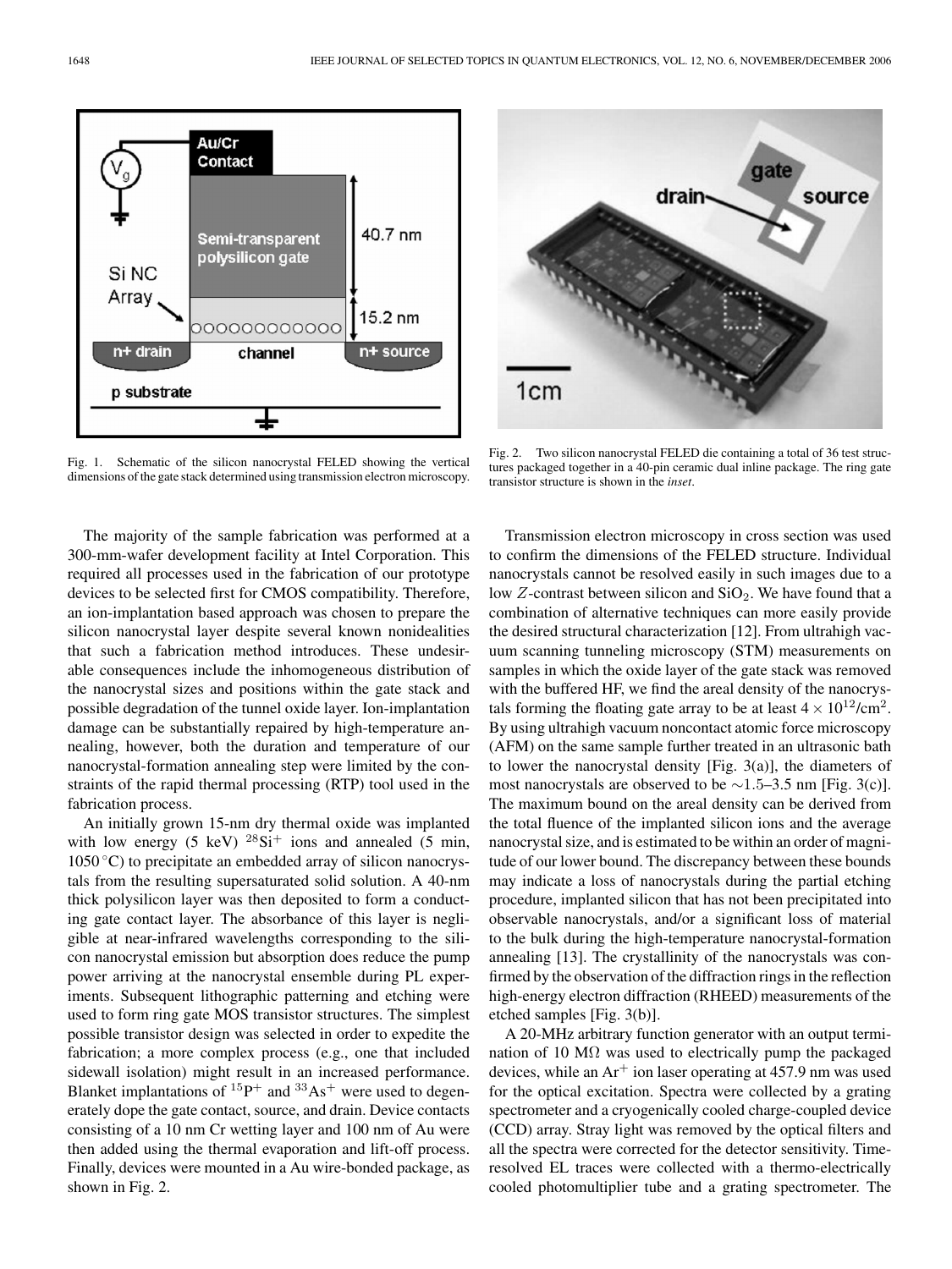Fig. 1. Schematic of the silicon nanocrystal FELED showing the vertical dimensions of the gate stack determined using transmission electron microscopy.

Fig. 2. Two silicon nanocrystal FELED die containing a total of 36 test structures packaged together in a 40-pin ceramic dual inline package. The ring gate transistor structure is shown in the *inset*.

The majority of the sample fabrication was performed at a 300-mm-wafer development facility at Intel Corporation. This required all processes used in the fabrication of our prototype devices to be selected first for CMOS compatibility. Therefore, an ion-implantation based approach was chosen to prepare the silicon nanocrystal layer despite several known nonidealities that such a fabrication method introduces. These undesirable consequences include the inhomogeneous distribution of the nanocrystal sizes and positions within the gate stack and possible degradation of the tunnel oxide layer. Ion-implantation damage can be substantially repaired by high-temperature annealing, however, both the duration and temperature of our nanocrystal-formation annealing step were limited by the constraints of the rapid thermal processing (RTP) tool used in the fabrication process.

An initially grown 15-nm dry thermal oxide was implanted with low energy (5 keV) $^{28}Si^{+}$ ions and annealed (5 min, 1050 °C) to precipitate an embedded array of silicon nanocrystals from the resulting supersaturated solid solution. A 40-nm thick polysilicon layer was then deposited to form a conducting gate contact layer. The absorbance of this layer is negligible at near-infrared wavelengths corresponding to the silicon nanocrystal emission but absorption does reduce the pump power arriving at the nanocrystal ensemble during PL experiments. Subsequent lithographic patterning and etching were used to form ring gate MOS transistor structures. The simplest possible transistor design was selected in order to expedite the fabrication; a more complex process (e.g., one that included sidewall isolation) might result in an increased performance. Blanket implantations of $^{15}P^{+}$ and $^{33}As^{+}$ were used to degenerately dope the gate contact, source, and drain. Device contacts consisting of a 10 nm Cr wetting layer and 100 nm of Au were then added using the thermal evaporation and lift-off process. Finally, devices were mounted in a Au wire-bonded package, as shown in Fig. 2.

Transmission electron microscopy in cross section was used to confirm the dimensions of the FELED structure. Individual nanocrystals cannot be resolved easily in such images due to a low $Z$-contrast between silicon and $SiO_2$. We have found that a combination of alternative techniques can more easily provide the desired structural characterization [12]. From ultrahigh vacuum scanning tunneling microscopy (STM) measurements on samples in which the oxide layer of the gate stack was removed with the buffered HF, we find the areal density of the nanocrystals forming the floating gate array to be at least $4 \times 10^{12}/\text{cm}^2$. By using ultrahigh vacuum noncontact atomic force microscopy (AFM) on the same sample further treated in an ultrasonic bath to lower the nanocrystal density [Fig. 3(a)], the diameters of most nanocrystals are observed to be ~1.5–3.5 nm [Fig. 3(c)]. The maximum bound on the areal density can be derived from the total fluence of the implanted silicon ions and the average nanocrystal size, and is estimated to be within an order of magnitude of our lower bound. The discrepancy between these bounds may indicate a loss of nanocrystals during the partial etching procedure, implanted silicon that has not been precipitated into observable nanocrystals, and/or a significant loss of material to the bulk during the high-temperature nanocrystal-formation annealing [13]. The crystallinity of the nanocrystals was confirmed by the observation of the diffraction rings in the reflection high-energy electron diffraction (RHEED) measurements of the etched samples [Fig. 3(b)].

A 20-MHz arbitrary function generator with an output termination of 10 MΩ was used to electrically pump the packaged devices, while an $Ar^{+}$ ion laser operating at 457.9 nm was used for the optical excitation. Spectra were collected by a grating spectrometer and a cryogenically cooled charge-coupled device (CCD) array. Stray light was removed by the optical filters and all the spectra were corrected for the detector sensitivity. Time-resolved EL traces were collected with a thermo-electrically cooled photomultiplier tube and a grating spectrometer. The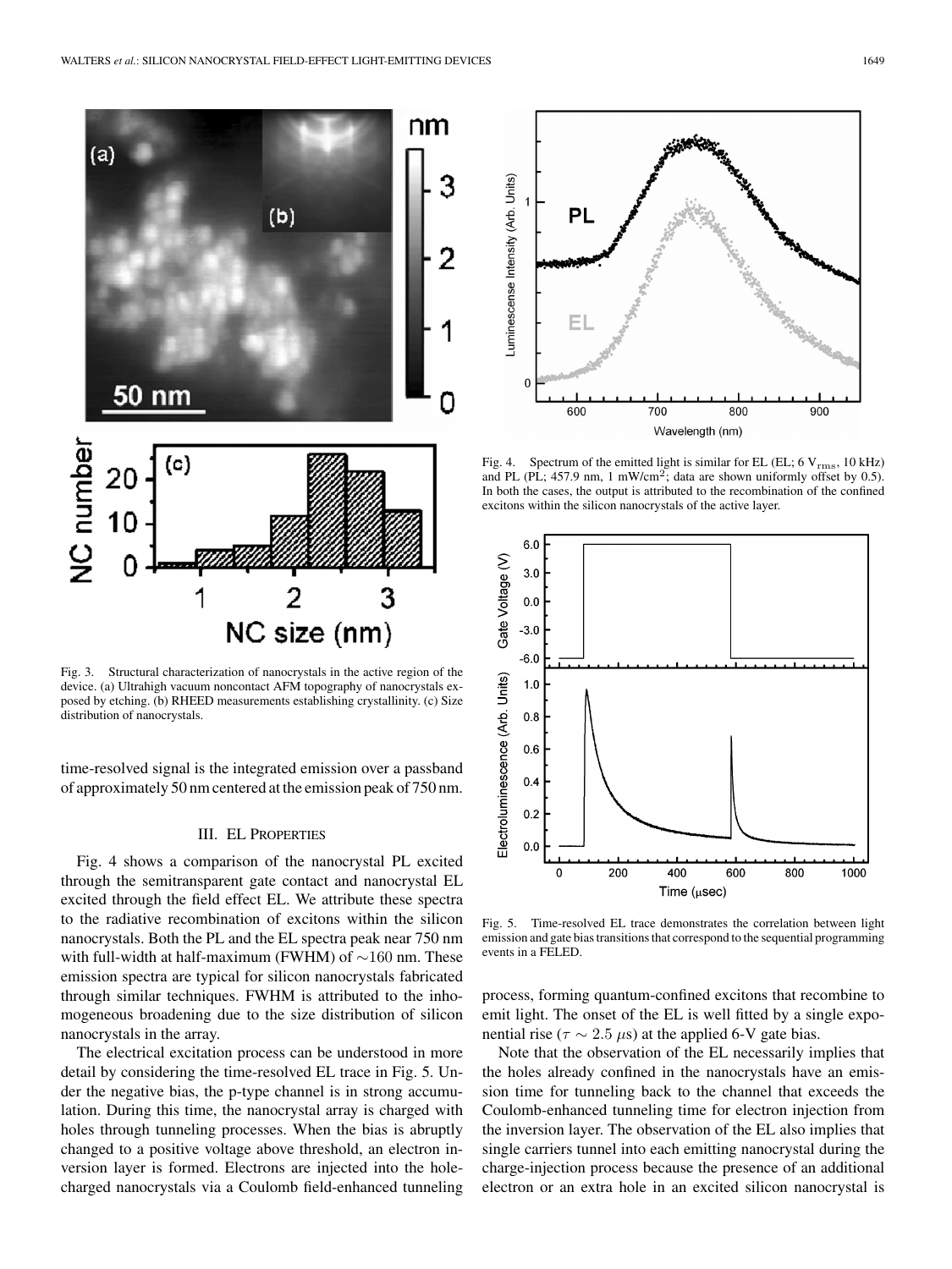(a)

(b)

nm

3

2

1

0

50 nm

(c)

NC number

20

10

0

1

2

3

NC size (nm)

Fig. 3. Structural characterization of nanocrystals in the active region of the device. (a) Ultrahigh vacuum noncontact AFM topography of nanocrystals exposed by etching. (b) RHEED measurements establishing crystallinity. (c) Size distribution of nanocrystals.

time-resolved signal is the integrated emission over a passband of approximately 50 nm centered at the emission peak of 750 nm.

## III. EL Properties

Fig. 4 shows a comparison of the nanocrystal PL excited through the semitransparent gate contact and nanocrystal EL excited through the field effect EL. We attribute these spectra to the radiative recombination of excitons within the silicon nanocrystals. Both the PL and the EL spectra peak near 750 nm with full-width at half-maximum (FWHM) of ~160 nm. These emission spectra are typical for silicon nanocrystals fabricated through similar techniques. FWHM is attributed to the inhomogeneous broadening due to the size distribution of silicon nanocrystals in the array.

The electrical excitation process can be understood in more detail by considering the time-resolved EL trace in Fig. 5. Under the negative bias, the p-type channel is in strong accumulation. During this time, the nanocrystal array is charged with holes through tunneling processes. When the bias is abruptly changed to a positive voltage above threshold, an electron inversion layer is formed. Electrons are injected into the hole-charged nanocrystals via a Coulomb field-enhanced tunneling process, forming quantum-confined excitons that recombine to emit light. The onset of the EL is well fitted by a single exponential rise ($\tau \sim 2.5~\mu$s) at the applied 6-V gate bias.

Note that the observation of the EL necessarily implies that the holes already confined in the nanocrystals have an emission time for tunneling back to the channel that exceeds the Coulomb-enhanced tunneling time for electron injection from the inversion layer. The observation of the EL also implies that single carriers tunnel into each emitting nanocrystal during the charge-injection process because the presence of an additional electron or an extra hole in an excited silicon nanocrystal is

Luminescense Intensity (Arb. Units)

1

0

PL

EL

600

700

800

900

Wavelength (nm)

Fig. 4. Spectrum of the emitted light is similar for EL (EL; 6 $V_{\mathrm{rms}}$, 10 kHz) and PL (PL; 457.9 nm, 1 mW/cm$^2$; data are shown uniformly offset by 0.5). In both the cases, the output is attributed to the recombination of the confined excitons within the silicon nanocrystals of the active layer.

Gate Voltage (V)

6.0

3.0

0.0

-3.0

-6.0

Electroluminescence (Arb. Units)

1.0

0.8

0.6

0.4

0.2

0.0

0

200

400

600

800

1000

Time (μsec)

Fig. 5. Time-resolved EL trace demonstrates the correlation between light emission and gate bias transitions that correspond to the sequential programming events in a FELED.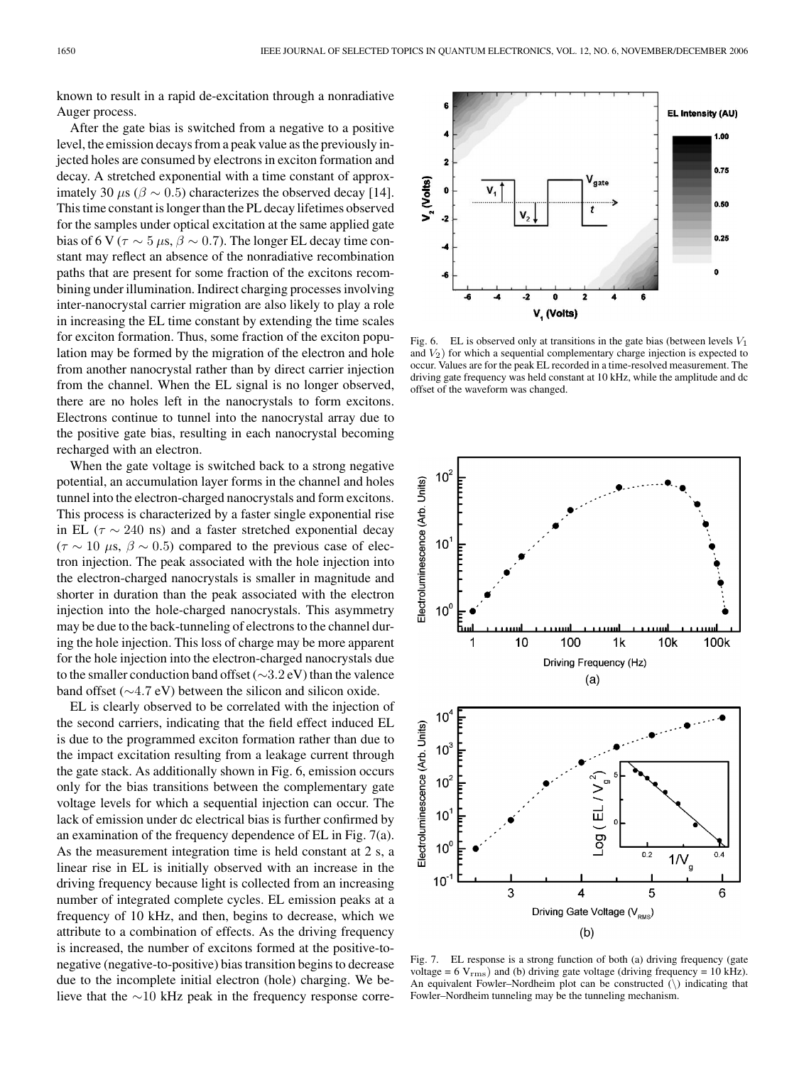known to result in a rapid de-excitation through a nonradiative Auger process.

After the gate bias is switched from a negative to a positive level, the emission decays from a peak value as the previously injected holes are consumed by electrons in exciton formation and decay. A stretched exponential with a time constant of approximately 30 $\mu$s ($\beta \sim 0.5$) characterizes the observed decay [14]. This time constant is longer than the PL decay lifetimes observed for the samples under optical excitation at the same applied gate bias of 6 V ($\tau \sim 5\ \mu$s, $\beta \sim 0.7$). The longer EL decay time constant may reflect an absence of the nonradiative recombination paths that are present for some fraction of the excitons recombining under illumination. Indirect charging processes involving inter-nanocrystal carrier migration are also likely to play a role in increasing the EL time constant by extending the time scales for exciton formation. Thus, some fraction of the exciton population may be formed by the migration of the electron and hole from another nanocrystal rather than by direct carrier injection from the channel. When the EL signal is no longer observed, there are no holes left in the nanocrystals to form excitons. Electrons continue to tunnel into the nanocrystal array due to the positive gate bias, resulting in each nanocrystal becoming recharged with an electron.

When the gate voltage is switched back to a strong negative potential, an accumulation layer forms in the channel and holes tunnel into the electron-charged nanocrystals and form excitons. This process is characterized by a faster single exponential rise in EL ($\tau \sim 240$ ns) and a faster stretched exponential decay ($\tau \sim 10\ \mu$s, $\beta \sim 0.5$) compared to the previous case of electron injection. The peak associated with the hole injection into the electron-charged nanocrystals is smaller in magnitude and shorter in duration than the peak associated with the electron injection into the hole-charged nanocrystals. This asymmetry may be due to the back-tunneling of electrons to the channel during the hole injection. This loss of charge may be more apparent for the hole injection into the electron-charged nanocrystals due to the smaller conduction band offset ($\sim$3.2 eV) than the valence band offset ($\sim$4.7 eV) between the silicon and silicon oxide.

EL is clearly observed to be correlated with the injection of the second carriers, indicating that the field effect induced EL is due to the programmed exciton formation rather than due to the impact excitation resulting from a leakage current through the gate stack. As additionally shown in Fig. 6, emission occurs only for the bias transitions between the complementary gate voltage levels for which a sequential injection can occur. The lack of emission under dc electrical bias is further confirmed by an examination of the frequency dependence of EL in Fig. 7(a). As the measurement integration time is held constant at 2 s, a linear rise in EL is initially observed with an increase in the driving frequency because light is collected from an increasing number of integrated complete cycles. EL emission peaks at a frequency of 10 kHz, and then, begins to decrease, which we attribute to a combination of effects. As the driving frequency is increased, the number of excitons formed at the positive-to-negative (negative-to-positive) bias transition begins to decrease due to the incomplete initial electron (hole) charging. We believe that the $\sim$10 kHz peak in the frequency response corre-

EL Intensity (AU)
1.00
0.75
0.50
0.25
0
$V_2$ (Volts)
$V_1$ (Volts)
$V_1$
$V_2$
$V_{gate}$
$t$

Fig. 6. EL is observed only at transitions in the gate bias (between levels $V_1$ and $V_2$) for which a sequential complementary charge injection is expected to occur. Values are for the peak EL recorded in a time-resolved measurement. The driving gate frequency was held constant at 10 kHz, while the amplitude and dc offset of the waveform was changed.

Electroluminescence (Arb. Units)
Driving Frequency (Hz)
(a)

Electroluminescence (Arb. Units)
Driving Gate Voltage ($V_{RMS}$)
Log ( EL / $V_g^2$)
$1/V_g$
(b)

Fig. 7. EL response is a strong function of both (a) driving frequency (gate voltage = 6 $V_{rms}$) and (b) driving gate voltage (driving frequency = 10 kHz). An equivalent Fowler–Nordheim plot can be constructed (\) indicating that Fowler–Nordheim tunneling may be the tunneling mechanism.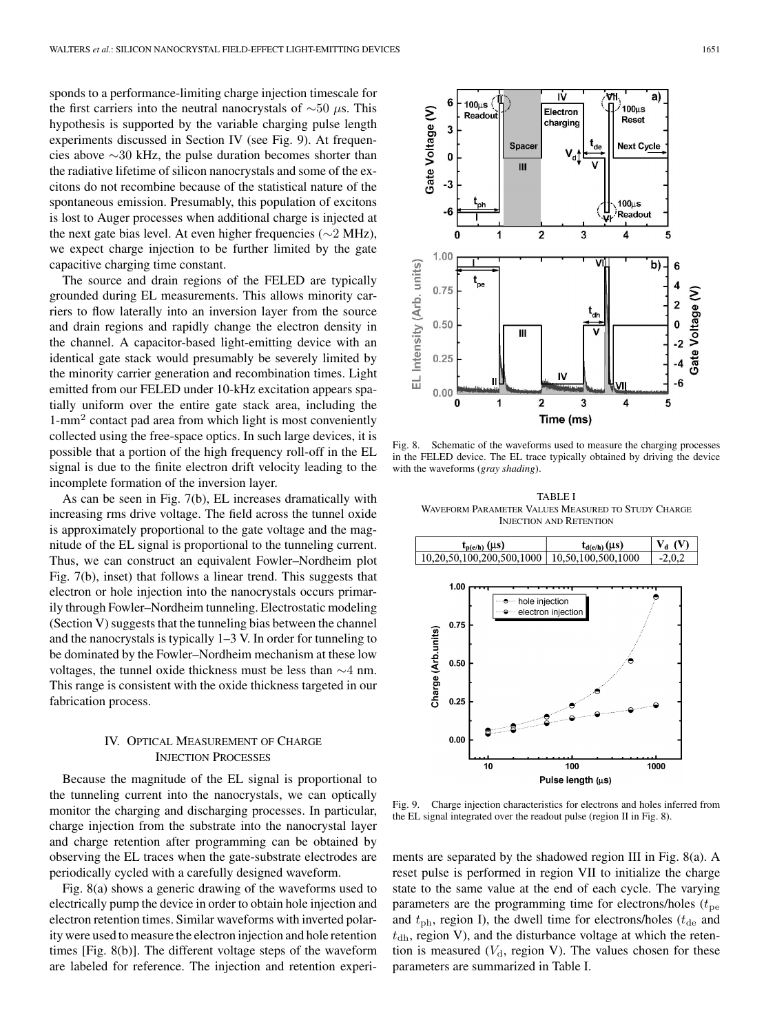sponds to a performance-limiting charge injection timescale for the first carriers into the neutral nanocrystals of $\sim$50 $\mu$s. This hypothesis is supported by the variable charging pulse length experiments discussed in Section IV (see Fig. 9). At frequencies above $\sim$30 kHz, the pulse duration becomes shorter than the radiative lifetime of silicon nanocrystals and some of the excitons do not recombine because of the statistical nature of the spontaneous emission. Presumably, this population of excitons is lost to Auger processes when additional charge is injected at the next gate bias level. At even higher frequencies ($\sim$2 MHz), we expect charge injection to be further limited by the gate capacitive charging time constant.

The source and drain regions of the FELED are typically grounded during EL measurements. This allows minority carriers to flow laterally into an inversion layer from the source and drain regions and rapidly change the electron density in the channel. A capacitor-based light-emitting device with an identical gate stack would presumably be severely limited by the minority carrier generation and recombination times. Light emitted from our FELED under 10-kHz excitation appears spatially uniform over the entire gate stack area, including the 1-mm$^2$ contact pad area from which light is most conveniently collected using the free-space optics. In such large devices, it is possible that a portion of the high frequency roll-off in the EL signal is due to the finite electron drift velocity leading to the incomplete formation of the inversion layer.

As can be seen in Fig. 7(b), EL increases dramatically with increasing rms drive voltage. The field across the tunnel oxide is approximately proportional to the gate voltage and the magnitude of the EL signal is proportional to the tunneling current. Thus, we can construct an equivalent Fowler–Nordheim plot Fig. 7(b), inset) that follows a linear trend. This suggests that electron or hole injection into the nanocrystals occurs primarily through Fowler–Nordheim tunneling. Electrostatic modeling (Section V) suggests that the tunneling bias between the channel and the nanocrystals is typically 1–3 V. In order for tunneling to be dominated by the Fowler–Nordheim mechanism at these low voltages, the tunnel oxide thickness must be less than $\sim$4 nm. This range is consistent with the oxide thickness targeted in our fabrication process.

## IV. Optical Measurement of Charge Injection Processes

Because the magnitude of the EL signal is proportional to the tunneling current into the nanocrystals, we can optically monitor the charging and discharging processes. In particular, charge injection from the substrate into the nanocrystal layer and charge retention after programming can be obtained by observing the EL traces when the gate-substrate electrodes are periodically cycled with a carefully designed waveform.

Fig. 8(a) shows a generic drawing of the waveforms used to electrically pump the device in order to obtain hole injection and electron retention times. Similar waveforms with inverted polarity were used to measure the electron injection and hole retention times [Fig. 8(b)]. The different voltage steps of the waveform are labeled for reference. The injection and retention experiments are separated by the shadowed region III in Fig. 8(a). A reset pulse is performed in region VII to initialize the charge state to the same value at the end of each cycle. The varying parameters are the programming time for electrons/holes ($t_{\mathrm{pe}}$ and $t_{\mathrm{ph}}$, region I), the dwell time for electrons/holes ($t_{\mathrm{de}}$ and $t_{\mathrm{dh}}$, region V), and the disturbance voltage at which the retention is measured ($V_{\mathrm{d}}$, region V). The values chosen for these parameters are summarized in Table I.

a)
Gate Voltage (V)
6 3 0 -3 -6
0 1 2 3 4 5
I II III IV V VI VII
100μs Readout
Spacer
Electron charging
100μs Reset
Next Cycle
100μs Readout
$t_{ph}$ $t_{de}$ $V_d$

b)
EL Intensity (Arb. units)
0.00 0.25 0.50 0.75 1.00
Gate Voltage (V)
6 4 2 0 -2 -4 -6
Time (ms)
0 1 2 3 4 5
I II III IV V VI VII
$t_{pe}$ $t_{dh}$

Fig. 8. Schematic of the waveforms used to measure the charging processes in the FELED device. The EL trace typically obtained by driving the device with the waveforms (*gray shading*).

TABLE I
Waveform Parameter Values Measured to Study Charge Injection and Retention

| $t_{p(e/h)}$ ($\mu$s) | $t_{d(e/h)}$ ($\mu$s) | $V_d$ (V) |
|---|---|---|
| 10,20,50,100,200,500,1000 | 10,50,100,500,1000 | -2,0,2 |

Charge (Arb.units)
0.00 0.25 0.50 0.75 1.00
Pulse length (μs)
10 100 1000
hole injection
electron injection

Fig. 9. Charge injection characteristics for electrons and holes inferred from the EL signal integrated over the readout pulse (region II in Fig. 8).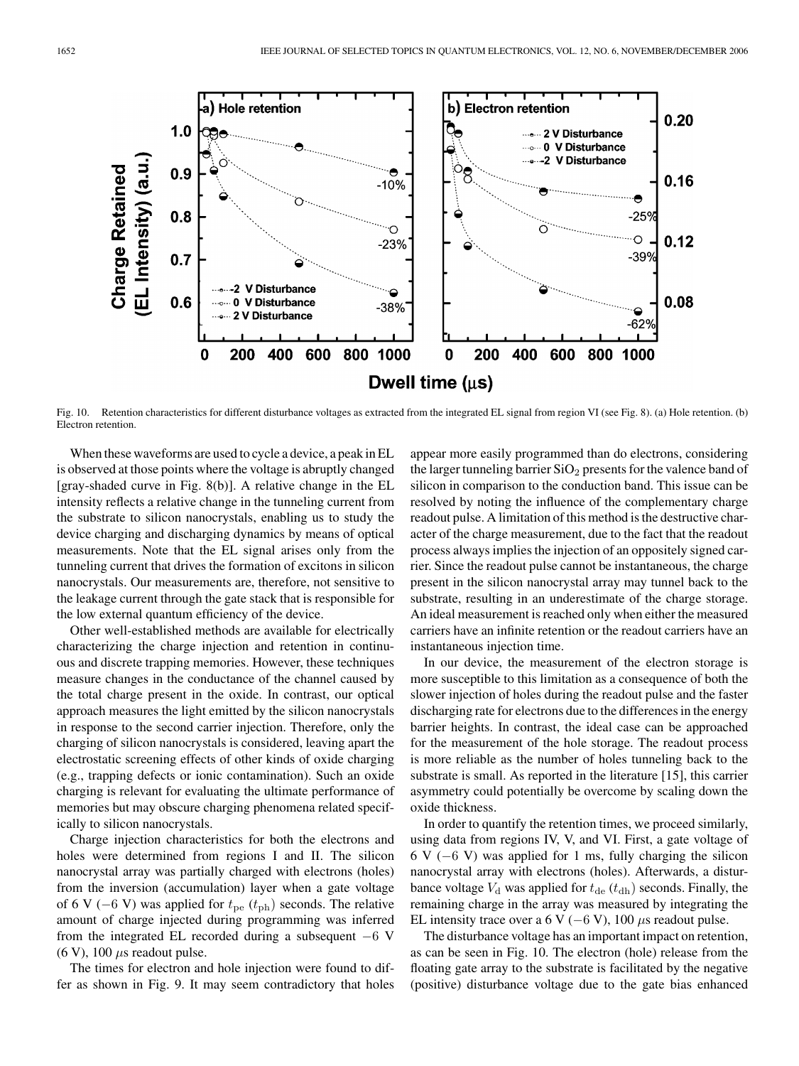a) Hole retention

Charge Retained (EL Intensity) (a.u.)

1.0
0.9
0.8
0.7
0.6

-10%
-23%
-38%

-2 V Disturbance
0 V Disturbance
2 V Disturbance

b) Electron retention

2 V Disturbance
0 V Disturbance
-2 V Disturbance

0.20
0.16
0.12
0.08

-25%
-39%
-62%

0 200 400 600 800 1000

Dwell time (μs)

Fig. 10. Retention characteristics for different disturbance voltages as extracted from the integrated EL signal from region VI (see Fig. 8). (a) Hole retention. (b) Electron retention.

When these waveforms are used to cycle a device, a peak in EL is observed at those points where the voltage is abruptly changed [gray-shaded curve in Fig. 8(b)]. A relative change in the EL intensity reflects a relative change in the tunneling current from the substrate to silicon nanocrystals, enabling us to study the device charging and discharging dynamics by means of optical measurements. Note that the EL signal arises only from the tunneling current that drives the formation of excitons in silicon nanocrystals. Our measurements are, therefore, not sensitive to the leakage current through the gate stack that is responsible for the low external quantum efficiency of the device.

Other well-established methods are available for electrically characterizing the charge injection and retention in continuous and discrete trapping memories. However, these techniques measure changes in the conductance of the channel caused by the total charge present in the oxide. In contrast, our optical approach measures the light emitted by the silicon nanocrystals in response to the second carrier injection. Therefore, only the charging of silicon nanocrystals is considered, leaving apart the electrostatic screening effects of other kinds of oxide charging (e.g., trapping defects or ionic contamination). Such an oxide charging is relevant for evaluating the ultimate performance of memories but may obscure charging phenomena related specifically to silicon nanocrystals.

Charge injection characteristics for both the electrons and holes were determined from regions I and II. The silicon nanocrystal array was partially charged with electrons (holes) from the inversion (accumulation) layer when a gate voltage of 6 V (−6 V) was applied for $t_{\mathrm{pe}}$ ($t_{\mathrm{ph}}$) seconds. The relative amount of charge injected during programming was inferred from the integrated EL recorded during a subsequent −6 V (6 V), 100 $\mu$s readout pulse.

The times for electron and hole injection were found to differ as shown in Fig. 9. It may seem contradictory that holes appear more easily programmed than do electrons, considering the larger tunneling barrier $SiO_2$ presents for the valence band of silicon in comparison to the conduction band. This issue can be resolved by noting the influence of the complementary charge readout pulse. A limitation of this method is the destructive character of the charge measurement, due to the fact that the readout process always implies the injection of an oppositely signed carrier. Since the readout pulse cannot be instantaneous, the charge present in the silicon nanocrystal array may tunnel back to the substrate, resulting in an underestimate of the charge storage. An ideal measurement is reached only when either the measured carriers have an infinite retention or the readout carriers have an instantaneous injection time.

In our device, the measurement of the electron storage is more susceptible to this limitation as a consequence of both the slower injection of holes during the readout pulse and the faster discharging rate for electrons due to the differences in the energy barrier heights. In contrast, the ideal case can be approached for the measurement of the hole storage. The readout process is more reliable as the number of holes tunneling back to the substrate is small. As reported in the literature [15], this carrier asymmetry could potentially be overcome by scaling down the oxide thickness.

In order to quantify the retention times, we proceed similarly, using data from regions IV, V, and VI. First, a gate voltage of 6 V (−6 V) was applied for 1 ms, fully charging the silicon nanocrystal array with electrons (holes). Afterwards, a disturbance voltage $V_{\mathrm{d}}$ was applied for $t_{\mathrm{de}}$ ($t_{\mathrm{dh}}$) seconds. Finally, the remaining charge in the array was measured by integrating the EL intensity trace over a 6 V (−6 V), 100 $\mu$s readout pulse.

The disturbance voltage has an important impact on retention, as can be seen in Fig. 10. The electron (hole) release from the floating gate array to the substrate is facilitated by the negative (positive) disturbance voltage due to the gate bias enhanced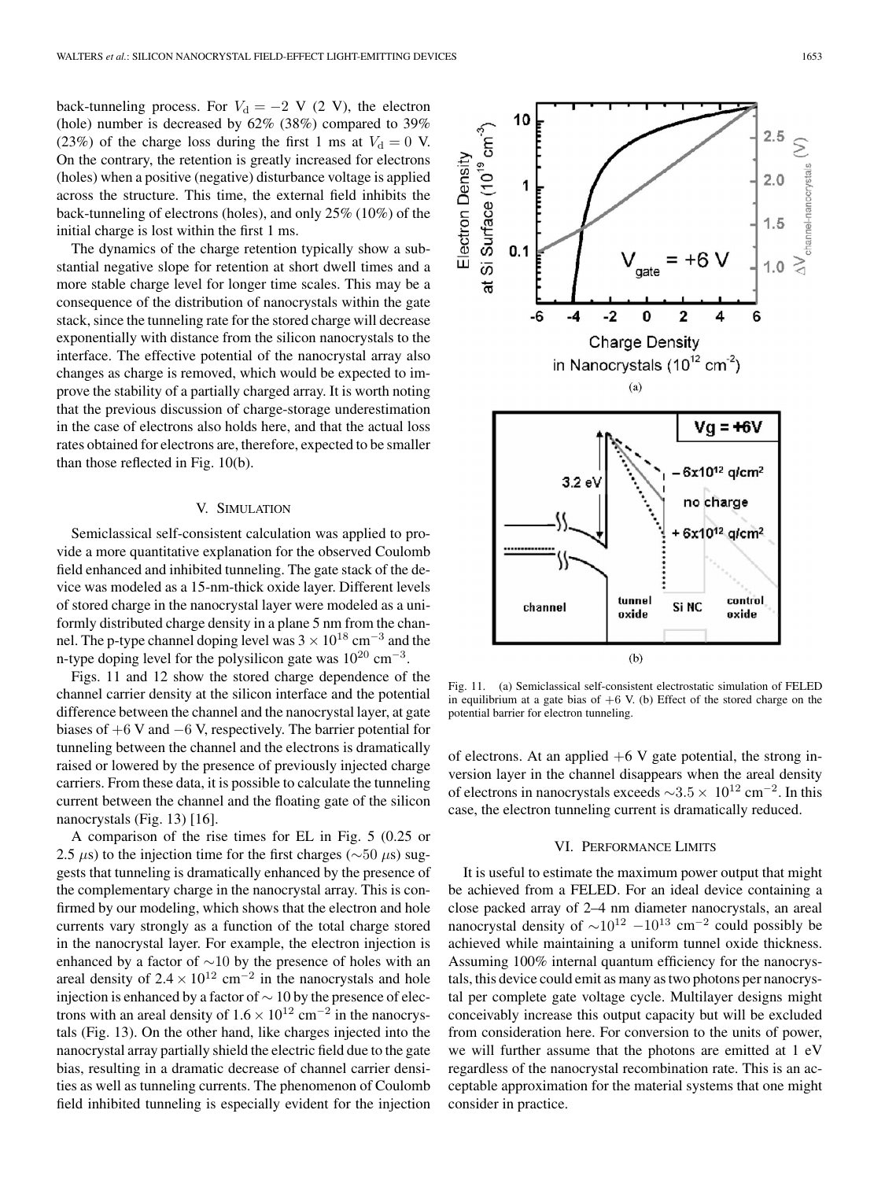back-tunneling process. For $V_{\rm d} = -2$ V (2 V), the electron (hole) number is decreased by 62% (38%) compared to 39% (23%) of the charge loss during the first 1 ms at $V_{\rm d} = 0$ V. On the contrary, the retention is greatly increased for electrons (holes) when a positive (negative) disturbance voltage is applied across the structure. This time, the external field inhibits the back-tunneling of electrons (holes), and only 25% (10%) of the initial charge is lost within the first 1 ms.

The dynamics of the charge retention typically show a substantial negative slope for retention at short dwell times and a more stable charge level for longer time scales. This may be a consequence of the distribution of nanocrystals within the gate stack, since the tunneling rate for the stored charge will decrease exponentially with distance from the silicon nanocrystals to the interface. The effective potential of the nanocrystal array also changes as charge is removed, which would be expected to improve the stability of a partially charged array. It is worth noting that the previous discussion of charge-storage underestimation in the case of electrons also holds here, and that the actual loss rates obtained for electrons are, therefore, expected to be smaller than those reflected in Fig. 10(b).

## V. Simulation

Semiclassical self-consistent calculation was applied to provide a more quantitative explanation for the observed Coulomb field enhanced and inhibited tunneling. The gate stack of the device was modeled as a 15-nm-thick oxide layer. Different levels of stored charge in the nanocrystal layer were modeled as a uniformly distributed charge density in a plane 5 nm from the channel. The p-type channel doping level was $3 \times 10^{18}$ cm$^{-3}$ and the n-type doping level for the polysilicon gate was $10^{20}$ cm$^{-3}$.

Figs. 11 and 12 show the stored charge dependence of the channel carrier density at the silicon interface and the potential difference between the channel and the nanocrystal layer, at gate biases of +6 V and −6 V, respectively. The barrier potential for tunneling between the channel and the electrons is dramatically raised or lowered by the presence of previously injected charge carriers. From these data, it is possible to calculate the tunneling current between the channel and the floating gate of the silicon nanocrystals (Fig. 13) [16].

A comparison of the rise times for EL in Fig. 5 (0.25 or 2.5 $\mu$s) to the injection time for the first charges (∼50 $\mu$s) suggests that tunneling is dramatically enhanced by the presence of the complementary charge in the nanocrystal array. This is confirmed by our modeling, which shows that the electron and hole currents vary strongly as a function of the total charge stored in the nanocrystal layer. For example, the electron injection is enhanced by a factor of ∼10 by the presence of holes with an areal density of $2.4 \times 10^{12}$ cm$^{-2}$ in the nanocrystals and hole injection is enhanced by a factor of ∼ 10 by the presence of electrons with an areal density of $1.6 \times 10^{12}$ cm$^{-2}$ in the nanocrystals (Fig. 13). On the other hand, like charges injected into the nanocrystal array partially shield the electric field due to the gate bias, resulting in a dramatic decrease of channel carrier densities as well as tunneling currents. The phenomenon of Coulomb field inhibited tunneling is especially evident for the injection of electrons. At an applied +6 V gate potential, the strong inversion layer in the channel disappears when the areal density of electrons in nanocrystals exceeds $\sim 3.5 \times 10^{12}$ cm$^{-2}$. In this case, the electron tunneling current is dramatically reduced.

Electron Density at Si Surface ($10^{19}$ cm$^{-3}$)
10
1
0.1
$V_{gate}$ = +6 V
-6 -4 -2 0 2 4 6
Charge Density in Nanocrystals ($10^{12}$ cm$^{-2}$)
$\Delta V_{\rm channel\text{-}nanocrystals}$ (V)
2.5
2.0
1.5
1.0
(a)

Vg = +6V
3.2 eV
− 6x10¹² q/cm²
no charge
+ 6x10¹² q/cm²
channel
tunnel oxide
Si NC
control oxide
(b)

Fig. 11. (a) Semiclassical self-consistent electrostatic simulation of FELED in equilibrium at a gate bias of +6 V. (b) Effect of the stored charge on the potential barrier for electron tunneling.

## VI. Performance Limits

It is useful to estimate the maximum power output that might be achieved from a FELED. For an ideal device containing a close packed array of 2–4 nm diameter nanocrystals, an areal nanocrystal density of $\sim 10^{12}$ $-10^{13}$ cm$^{-2}$ could possibly be achieved while maintaining a uniform tunnel oxide thickness. Assuming 100% internal quantum efficiency for the nanocrystals, this device could emit as many as two photons per nanocrystal per complete gate voltage cycle. Multilayer designs might conceivably increase this output capacity but will be excluded from consideration here. For conversion to the units of power, we will further assume that the photons are emitted at 1 eV regardless of the nanocrystal recombination rate. This is an acceptable approximation for the material systems that one might consider in practice.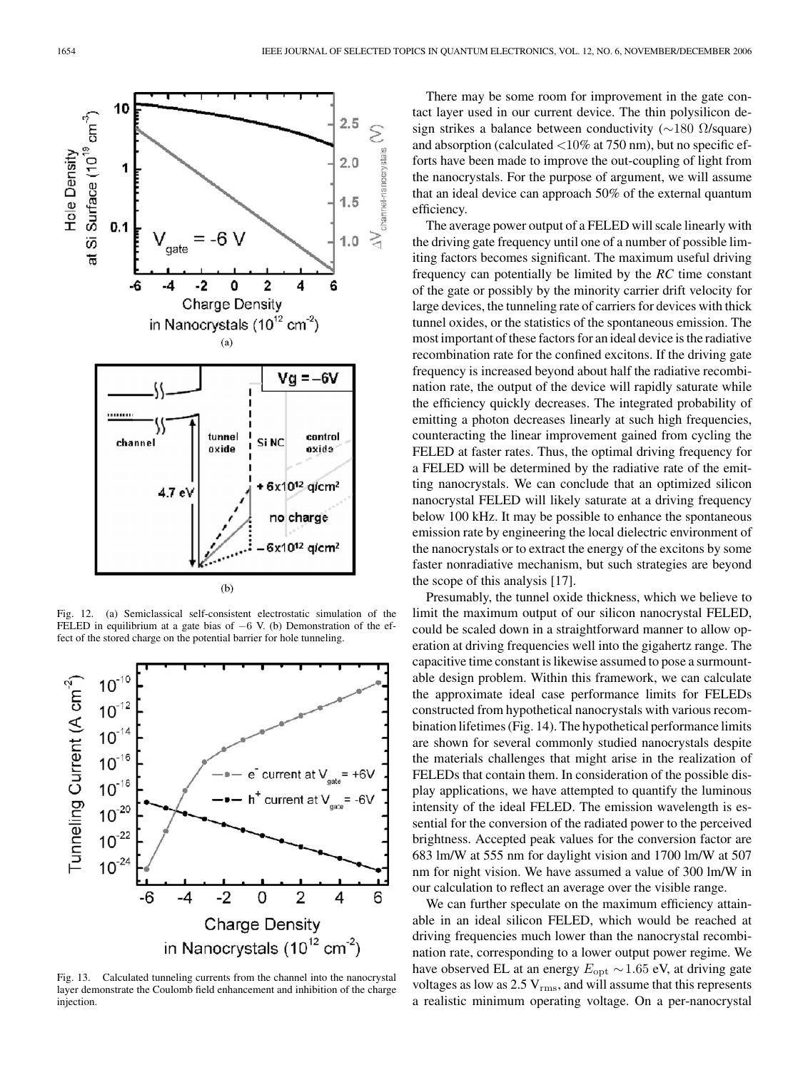Hole Density at Si Surface ($10^{19}$ cm$^{-3}$)

10
1
0.1

$V_{gate}$ = -6 V

2.5
2.0
1.5
1.0

$\Delta V_{channel\text{-}nanocrystals}$ (V)

-6 -4 -2 0 2 4 6

Charge Density in Nanocrystals ($10^{12}$ cm$^{-2}$)

(a)

Vg = −6V

channel

tunnel oxide

Si NC

control oxide

4.7 eV

+ 6x10$^{12}$ q/cm$^2$

no charge

− 6x10$^{12}$ q/cm$^2$

(b)

Fig. 12. (a) Semiclassical self-consistent electrostatic simulation of the FELED in equilibrium at a gate bias of −6 V. (b) Demonstration of the effect of the stored charge on the potential barrier for hole tunneling.

Tunneling Current (A cm$^{-2}$)

$10^{-10}$
$10^{-12}$
$10^{-14}$
$10^{-16}$
$10^{-18}$
$10^{-20}$
$10^{-22}$
$10^{-24}$

e$^-$ current at $V_{gate}$ = +6V

h$^+$ current at $V_{gate}$ = -6V

-6 -4 -2 0 2 4 6

Charge Density in Nanocrystals ($10^{12}$ cm$^{-2}$)

Fig. 13. Calculated tunneling currents from the channel into the nanocrystal layer demonstrate the Coulomb field enhancement and inhibition of the charge injection.

There may be some room for improvement in the gate contact layer used in our current device. The thin polysilicon design strikes a balance between conductivity ($\sim$180 Ω/square) and absorption (calculated <10% at 750 nm), but no specific efforts have been made to improve the out-coupling of light from the nanocrystals. For the purpose of argument, we will assume that an ideal device can approach 50% of the external quantum efficiency.

The average power output of a FELED will scale linearly with the driving gate frequency until one of a number of possible limiting factors becomes significant. The maximum useful driving frequency can potentially be limited by the *RC* time constant of the gate or possibly by the minority carrier drift velocity for large devices, the tunneling rate of carriers for devices with thick tunnel oxides, or the statistics of the spontaneous emission. The most important of these factors for an ideal device is the radiative recombination rate for the confined excitons. If the driving gate frequency is increased beyond about half the radiative recombination rate, the output of the device will rapidly saturate while the efficiency quickly decreases. The integrated probability of emitting a photon decreases linearly at such high frequencies, counteracting the linear improvement gained from cycling the FELED at faster rates. Thus, the optimal driving frequency for a FELED will be determined by the radiative rate of the emitting nanocrystals. We can conclude that an optimized silicon nanocrystal FELED will likely saturate at a driving frequency below 100 kHz. It may be possible to enhance the spontaneous emission rate by engineering the local dielectric environment of the nanocrystals or to extract the energy of the excitons by some faster nonradiative mechanism, but such strategies are beyond the scope of this analysis [17].

Presumably, the tunnel oxide thickness, which we believe to limit the maximum output of our silicon nanocrystal FELED, could be scaled down in a straightforward manner to allow operation at driving frequencies well into the gigahertz range. The capacitive time constant is likewise assumed to pose a surmountable design problem. Within this framework, we can calculate the approximate ideal case performance limits for FELEDs constructed from hypothetical nanocrystals with various recombination lifetimes (Fig. 14). The hypothetical performance limits are shown for several commonly studied nanocrystals despite the materials challenges that might arise in the realization of FELEDs that contain them. In consideration of the possible display applications, we have attempted to quantify the luminous intensity of the ideal FELED. The emission wavelength is essential for the conversion of the radiated power to the perceived brightness. Accepted peak values for the conversion factor are 683 lm/W at 555 nm for daylight vision and 1700 lm/W at 507 nm for night vision. We have assumed a value of 300 lm/W in our calculation to reflect an average over the visible range.

We can further speculate on the maximum efficiency attainable in an ideal silicon FELED, which would be reached at driving frequencies much lower than the nanocrystal recombination rate, corresponding to a lower output power regime. We have observed EL at an energy $E_{\rm opt} \sim 1.65$ eV, at driving gate voltages as low as 2.5 $V_{\rm rms}$, and will assume that this represents a realistic minimum operating voltage. On a per-nanocrystal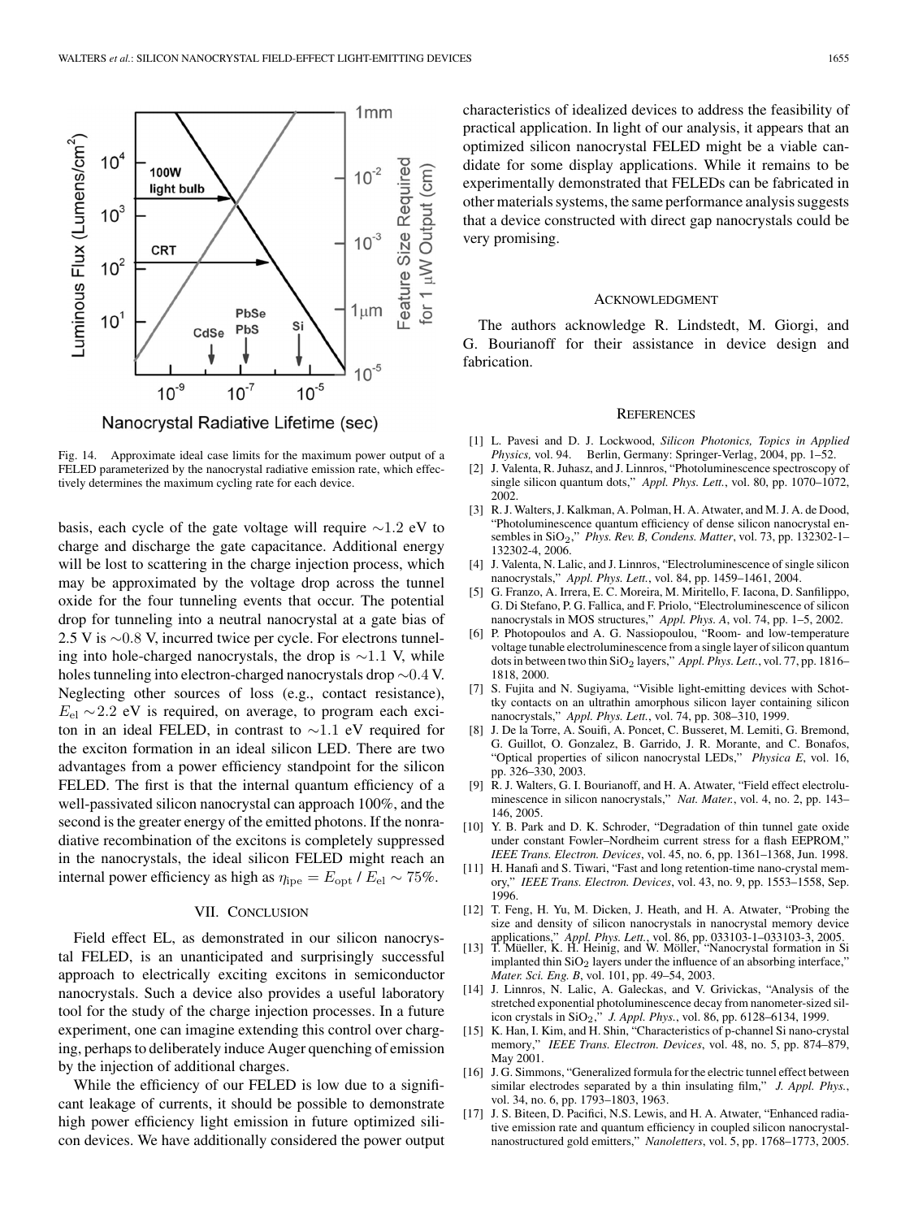Luminous Flux (Lumens/cm$^2$)

$10^4$

$10^3$

$10^2$

$10^1$

100W light bulb

CRT

CdSe

PbSe PbS

Si

1mm

$10^{-2}$

$10^{-3}$

1$\mu$m

$10^{-5}$

Feature Size Required for 1 $\mu$W Output (cm)

$10^{-9}$ $10^{-7}$ $10^{-5}$

Nanocrystal Radiative Lifetime (sec)

Fig. 14. Approximate ideal case limits for the maximum power output of a FELED parameterized by the nanocrystal radiative emission rate, which effectively determines the maximum cycling rate for each device.

basis, each cycle of the gate voltage will require $\sim 1.2$ eV to charge and discharge the gate capacitance. Additional energy will be lost to scattering in the charge injection process, which may be approximated by the voltage drop across the tunnel oxide for the four tunneling events that occur. The potential drop for tunneling into a neutral nanocrystal at a gate bias of 2.5 V is $\sim 0.8$ V, incurred twice per cycle. For electrons tunneling into hole-charged nanocrystals, the drop is $\sim 1.1$ V, while holes tunneling into electron-charged nanocrystals drop $\sim 0.4$ V. Neglecting other sources of loss (e.g., contact resistance), $E_{\mathrm{el}} \sim 2.2$ eV is required, on average, to program each exciton in an ideal FELED, in contrast to $\sim 1.1$ eV required for the exciton formation in an ideal silicon LED. There are two advantages from a power efficiency standpoint for the silicon FELED. The first is that the internal quantum efficiency of a well-passivated silicon nanocrystal can approach 100%, and the second is the greater energy of the emitted photons. If the nonradiative recombination of the excitons is completely suppressed in the nanocrystals, the ideal silicon FELED might reach an internal power efficiency as high as $\eta_{\mathrm{ipe}} = E_{\mathrm{opt}} / E_{\mathrm{el}} \sim 75\%$.

## VII. Conclusion

Field effect EL, as demonstrated in our silicon nanocrystal FELED, is an unanticipated and surprisingly successful approach to electrically exciting excitons in semiconductor nanocrystals. Such a device also provides a useful laboratory tool for the study of the charge injection processes. In a future experiment, one can imagine extending this control over charging, perhaps to deliberately induce Auger quenching of emission by the injection of additional charges.

While the efficiency of our FELED is low due to a significant leakage of currents, it should be possible to demonstrate high power efficiency light emission in future optimized silicon devices. We have additionally considered the power output characteristics of idealized devices to address the feasibility of practical application. In light of our analysis, it appears that an optimized silicon nanocrystal FELED might be a viable candidate for some display applications. While it remains to be experimentally demonstrated that FELEDs can be fabricated in other materials systems, the same performance analysis suggests that a device constructed with direct gap nanocrystals could be very promising.

## Acknowledgment

The authors acknowledge R. Lindstedt, M. Giorgi, and G. Bourianoff for their assistance in device design and fabrication.

## References

[1] L. Pavesi and D. J. Lockwood, *Silicon Photonics, Topics in Applied Physics,* vol. 94. Berlin, Germany: Springer-Verlag, 2004, pp. 1–52.

[2] J. Valenta, R. Juhasz, and J. Linnros, "Photoluminescence spectroscopy of single silicon quantum dots," *Appl. Phys. Lett.*, vol. 80, pp. 1070–1072, 2002.

[3] R. J. Walters, J. Kalkman, A. Polman, H. A. Atwater, and M. J. A. de Dood, "Photoluminescence quantum efficiency of dense silicon nanocrystal ensembles in $SiO_2$," *Phys. Rev. B, Condens. Matter*, vol. 73, pp. 132302-1–132302-4, 2006.

[4] J. Valenta, N. Lalic, and J. Linnros, "Electroluminescence of single silicon nanocrystals," *Appl. Phys. Lett.*, vol. 84, pp. 1459–1461, 2004.

[5] G. Franzo, A. Irrera, E. C. Moreira, M. Miritello, F. Iacona, D. Sanfilippo, G. Di Stefano, P. G. Fallica, and F. Priolo, "Electroluminescence of silicon nanocrystals in MOS structures," *Appl. Phys. A*, vol. 74, pp. 1–5, 2002.

[6] P. Photopoulos and A. G. Nassiopoulou, "Room- and low-temperature voltage tunable electroluminescence from a single layer of silicon quantum dots in between two thin $SiO_2$ layers," *Appl. Phys. Lett.*, vol. 77, pp. 1816–1818, 2000.

[7] S. Fujita and N. Sugiyama, "Visible light-emitting devices with Schottky contacts on an ultrathin amorphous silicon layer containing silicon nanocrystals," *Appl. Phys. Lett.*, vol. 74, pp. 308–310, 1999.

[8] J. De la Torre, A. Souifi, A. Poncet, C. Busseret, M. Lemiti, G. Bremond, G. Guillot, O. Gonzalez, B. Garrido, J. R. Morante, and C. Bonafos, "Optical properties of silicon nanocrystal LEDs," *Physica E*, vol. 16, pp. 326–330, 2003.

[9] R. J. Walters, G. I. Bourianoff, and H. A. Atwater, "Field effect electroluminescence in silicon nanocrystals," *Nat. Mater.*, vol. 4, no. 2, pp. 143–146, 2005.

[10] Y. B. Park and D. K. Schroder, "Degradation of thin tunnel gate oxide under constant Fowler–Nordheim current stress for a flash EEPROM," *IEEE Trans. Electron. Devices*, vol. 45, no. 6, pp. 1361–1368, Jun. 1998.

[11] H. Hanafi and S. Tiwari, "Fast and long retention-time nano-crystal memory," *IEEE Trans. Electron. Devices*, vol. 43, no. 9, pp. 1553–1558, Sep. 1996.

[12] T. Feng, H. Yu, M. Dicken, J. Heath, and H. A. Atwater, "Probing the size and density of silicon nanocrystals in nanocrystal memory device applications," *Appl. Phys. Lett.*, vol. 86, pp. 033103-1–033103-3, 2005.

[13] T. Müeller, K. H. Heinig, and W. Möller, "Nanocrystal formation in Si implanted thin $SiO_2$ layers under the influence of an absorbing interface," *Mater. Sci. Eng. B*, vol. 101, pp. 49–54, 2003.

[14] J. Linnros, N. Lalic, A. Galeckas, and V. Grivickas, "Analysis of the stretched exponential photoluminescence decay from nanometer-sized silicon crystals in $SiO_2$," *J. Appl. Phys.*, vol. 86, pp. 6128–6134, 1999.

[15] K. Han, I. Kim, and H. Shin, "Characteristics of p-channel Si nano-crystal memory," *IEEE Trans. Electron. Devices*, vol. 48, no. 5, pp. 874–879, May 2001.

[16] J. G. Simmons, "Generalized formula for the electric tunnel effect between similar electrodes separated by a thin insulating film," *J. Appl. Phys.*, vol. 34, no. 6, pp. 1793–1803, 1963.

[17] J. S. Biteen, D. Pacifici, N.S. Lewis, and H. A. Atwater, "Enhanced radiative emission rate and quantum efficiency in coupled silicon nanocrystal-nanostructured gold emitters," *Nanoletters*, vol. 5, pp. 1768–1773, 2005.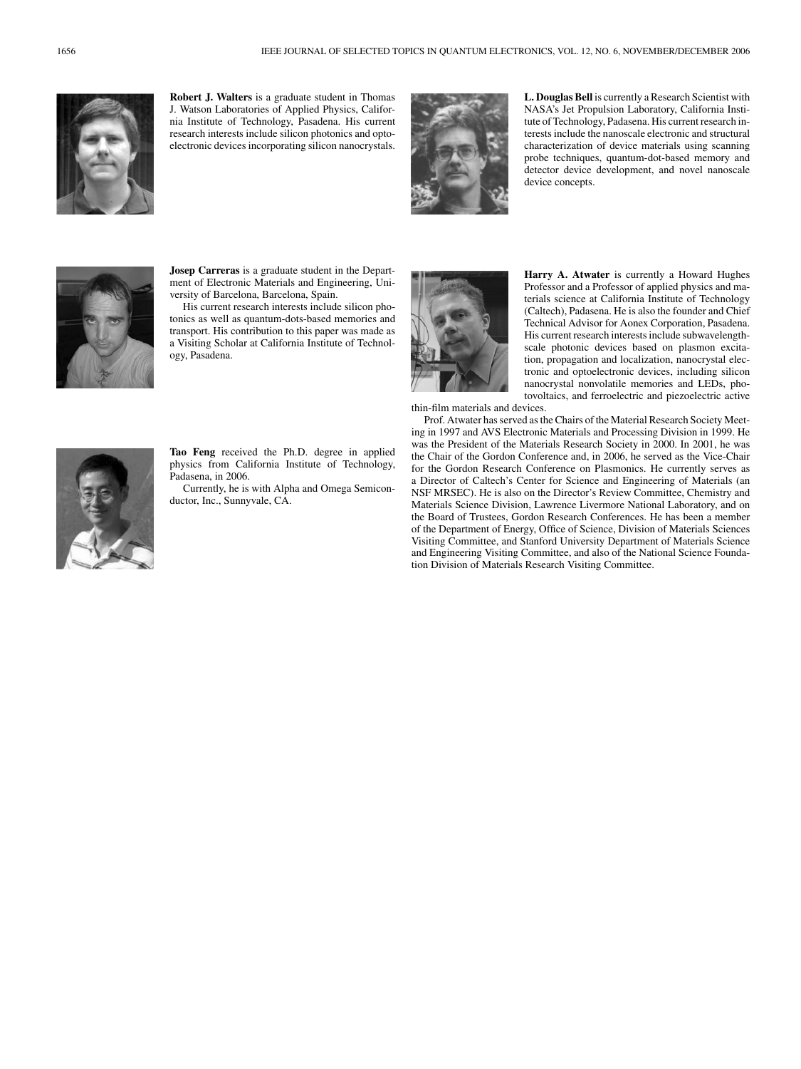**Robert J. Walters** is a graduate student in Thomas J. Watson Laboratories of Applied Physics, California Institute of Technology, Pasadena. His current research interests include silicon photonics and optoelectronic devices incorporating silicon nanocrystals.

**Josep Carreras** is a graduate student in the Department of Electronic Materials and Engineering, University of Barcelona, Barcelona, Spain.

His current research interests include silicon photonics as well as quantum-dots-based memories and transport. His contribution to this paper was made as a Visiting Scholar at California Institute of Technology, Pasadena.

**Tao Feng** received the Ph.D. degree in applied physics from California Institute of Technology, Padasena, in 2006.

Currently, he is with Alpha and Omega Semiconductor, Inc., Sunnyvale, CA.

**L. Douglas Bell** is currently a Research Scientist with NASA's Jet Propulsion Laboratory, California Institute of Technology, Padasena. His current research interests include the nanoscale electronic and structural characterization of device materials using scanning probe techniques, quantum-dot-based memory and detector device development, and novel nanoscale device concepts.

**Harry A. Atwater** is currently a Howard Hughes Professor and a Professor of applied physics and materials science at California Institute of Technology (Caltech), Padasena. He is also the founder and Chief Technical Advisor for Aonex Corporation, Pasadena. His current research interests include subwavelength-scale photonic devices based on plasmon excitation, propagation and localization, nanocrystal electronic and optoelectronic devices, including silicon nanocrystal nonvolatile memories and LEDs, photovoltaics, and ferroelectric and piezoelectric active thin-film materials and devices.

Prof. Atwater has served as the Chairs of the Material Research Society Meeting in 1997 and AVS Electronic Materials and Processing Division in 1999. He was the President of the Materials Research Society in 2000. In 2001, he was the Chair of the Gordon Conference and, in 2006, he served as the Vice-Chair for the Gordon Research Conference on Plasmonics. He currently serves as a Director of Caltech's Center for Science and Engineering of Materials (an NSF MRSEC). He is also on the Director's Review Committee, Chemistry and Materials Science Division, Lawrence Livermore National Laboratory, and on the Board of Trustees, Gordon Research Conferences. He has been a member of the Department of Energy, Office of Science, Division of Materials Sciences Visiting Committee, and Stanford University Department of Materials Science and Engineering Visiting Committee, and also of the National Science Foundation Division of Materials Research Visiting Committee.